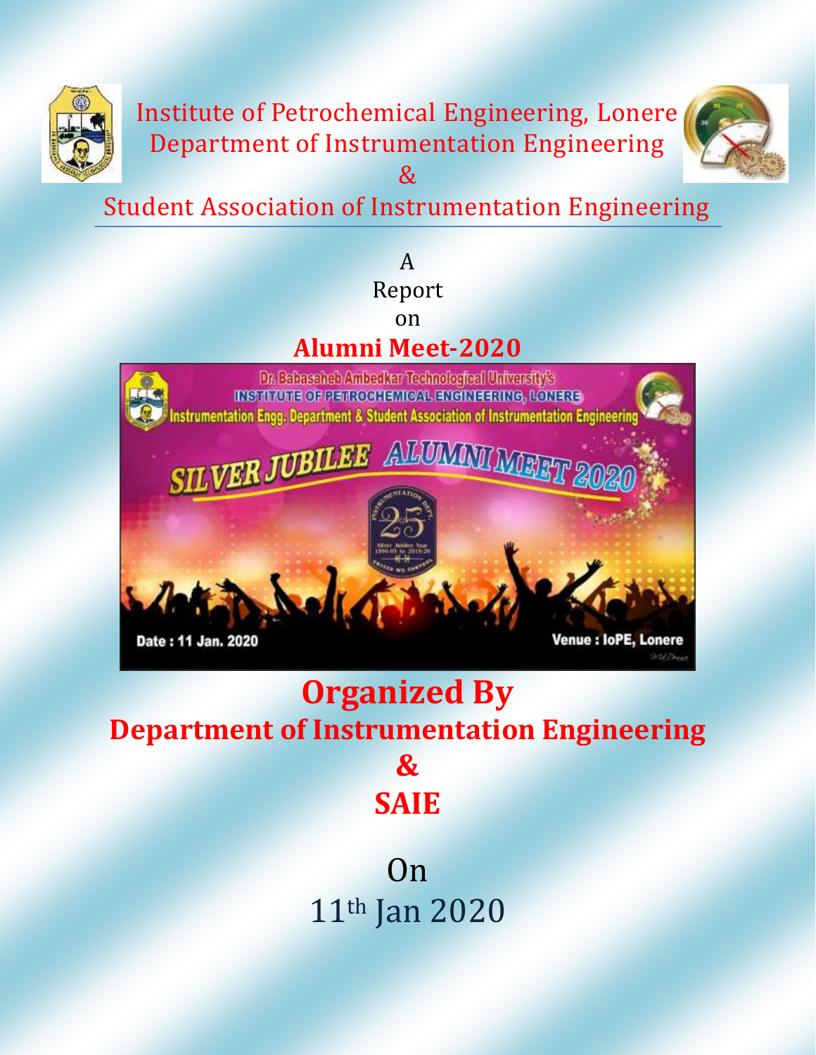# Institute of Petrochemical Engineering, Lonere
## Department of Instrumentation Engineering
## &
## Student Association of Instrumentation Engineering

A
Report
on

# Alumni Meet-2020

Dr. Babasaheb Ambedkar Technological University's
INSTITUTE OF PETROCHEMICAL ENGINEERING, LONERE
Instrumentation Engg. Department & Student Association of Instrumentation Engineering

SILVER JUBILEE ALUMNI MEET 2020

Date : 11 Jan. 2020

Venue : IoPE, Lonere

# Organized By
## Department of Instrumentation Engineering
## &
## SAIE

On
11th Jan 2020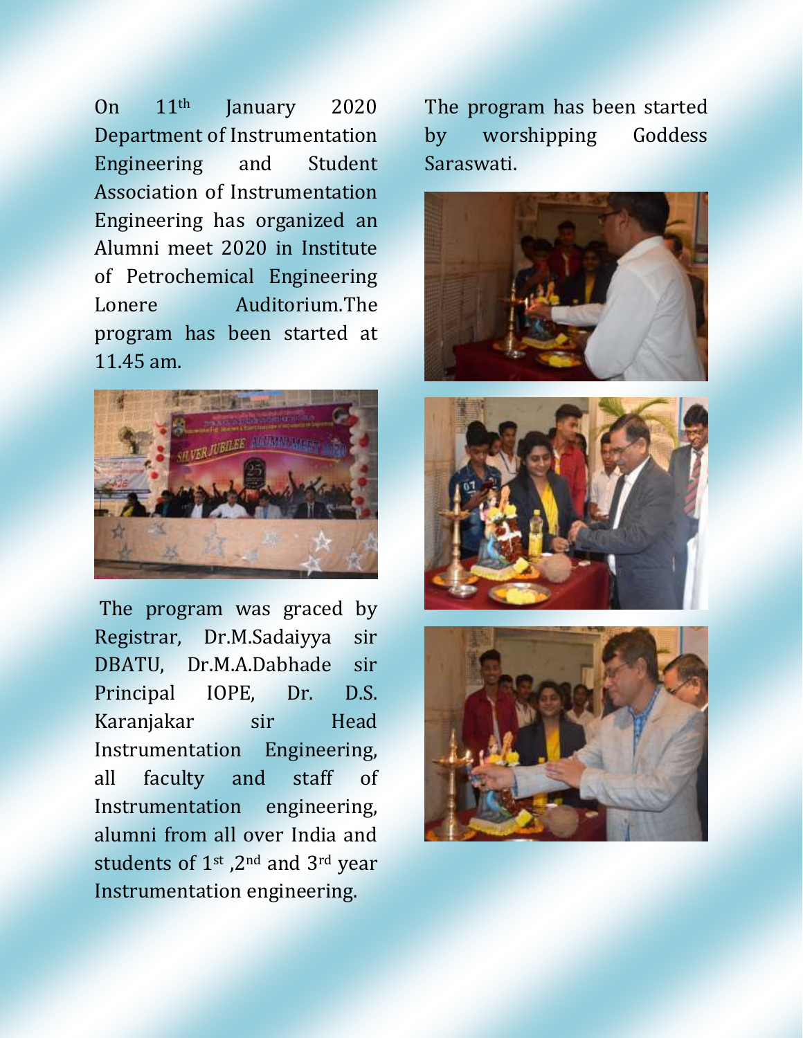On 11th January 2020 Department of Instrumentation Engineering and Student Association of Instrumentation Engineering has organized an Alumni meet 2020 in Institute of Petrochemical Engineering Lonere Auditorium.The program has been started at 11.45 am.

The program was graced by Registrar, Dr.M.Sadaiyya sir DBATU, Dr.M.A.Dabhade sir Principal IOPE, Dr. D.S. Karanjakar sir Head Instrumentation Engineering, all faculty and staff of Instrumentation engineering, alumni from all over India and students of 1st ,2nd and 3rd year Instrumentation engineering.

The program has been started by worshipping Goddess Saraswati.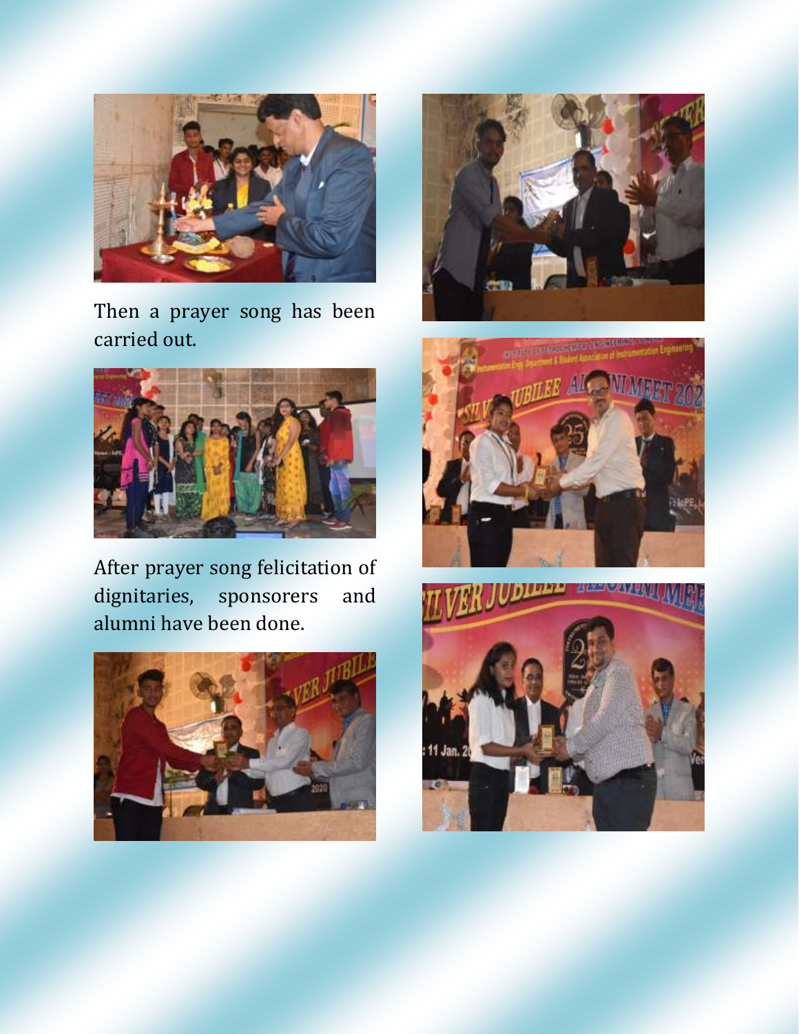Then a prayer song has been carried out.

After prayer song felicitation of dignitaries, sponsorers and alumni have been done.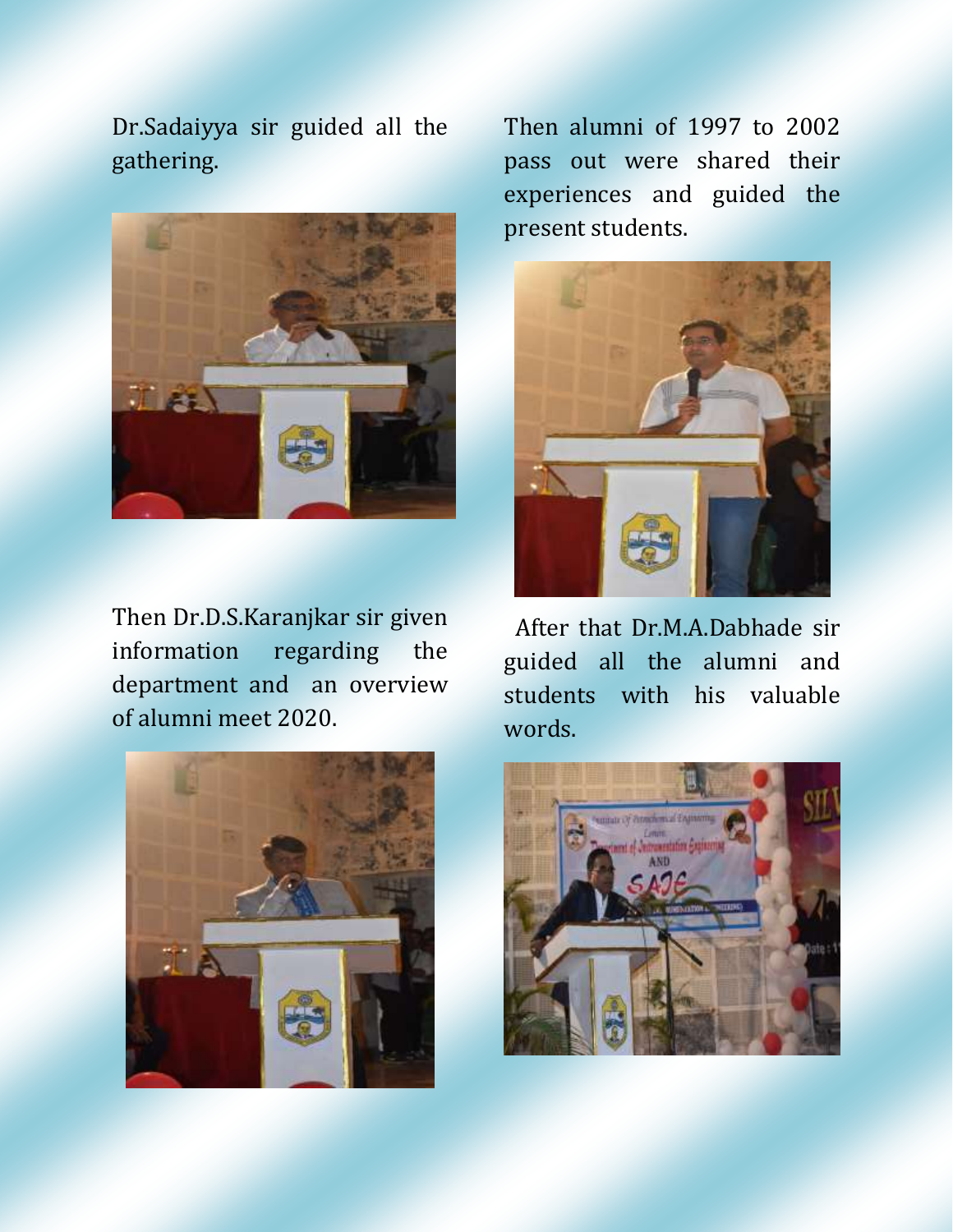Dr.Sadaiyya sir guided all the gathering.

Then Dr.D.S.Karanjkar sir given information regarding the department and an overview of alumni meet 2020.

Then alumni of 1997 to 2002 pass out were shared their experiences and guided the present students.

After that Dr.M.A.Dabhade sir guided all the alumni and students with his valuable words.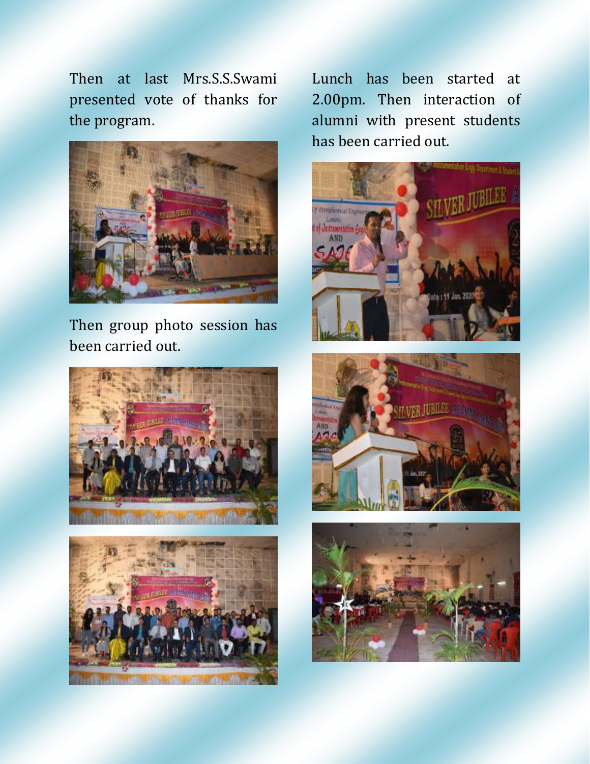Then at last Mrs.S.S.Swami presented vote of thanks for the program.

Then group photo session has been carried out.

Lunch has been started at 2.00pm. Then interaction of alumni with present students has been carried out.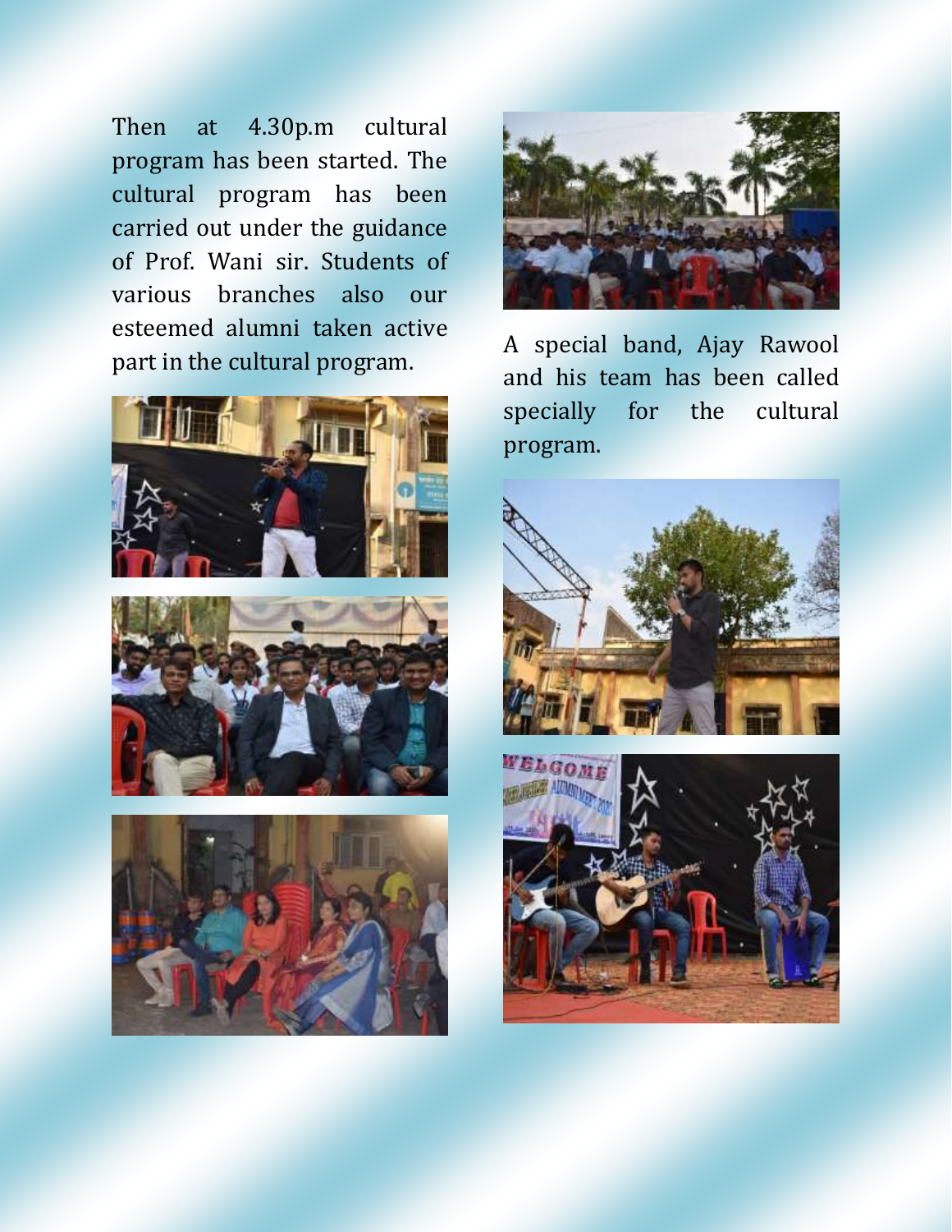Then at 4.30p.m cultural program has been started. The cultural program has been carried out under the guidance of Prof. Wani sir. Students of various branches also our esteemed alumni taken active part in the cultural program.

A special band, Ajay Rawool and his team has been called specially for the cultural program.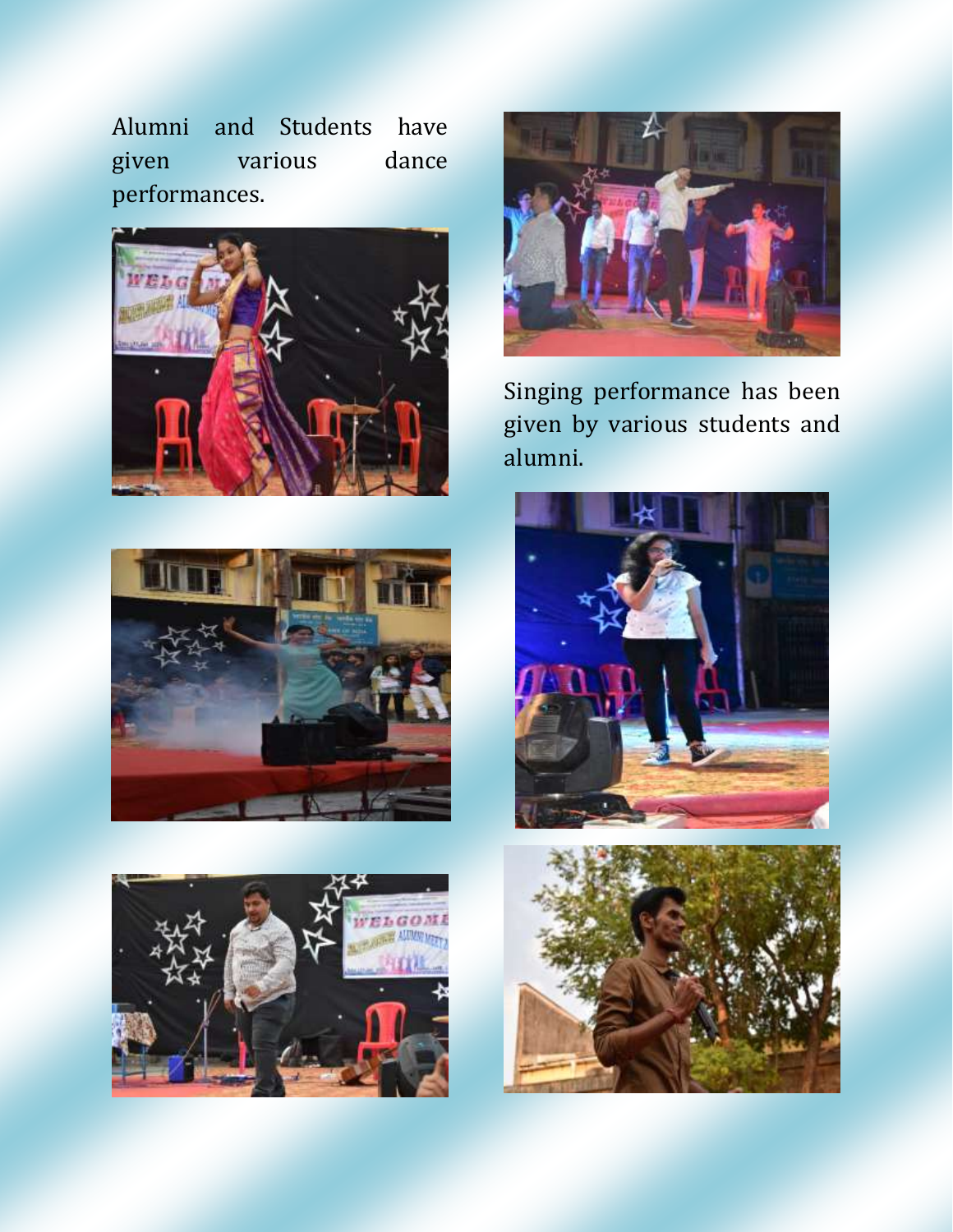Alumni and Students have given various dance performances.

Singing performance has been given by various students and alumni.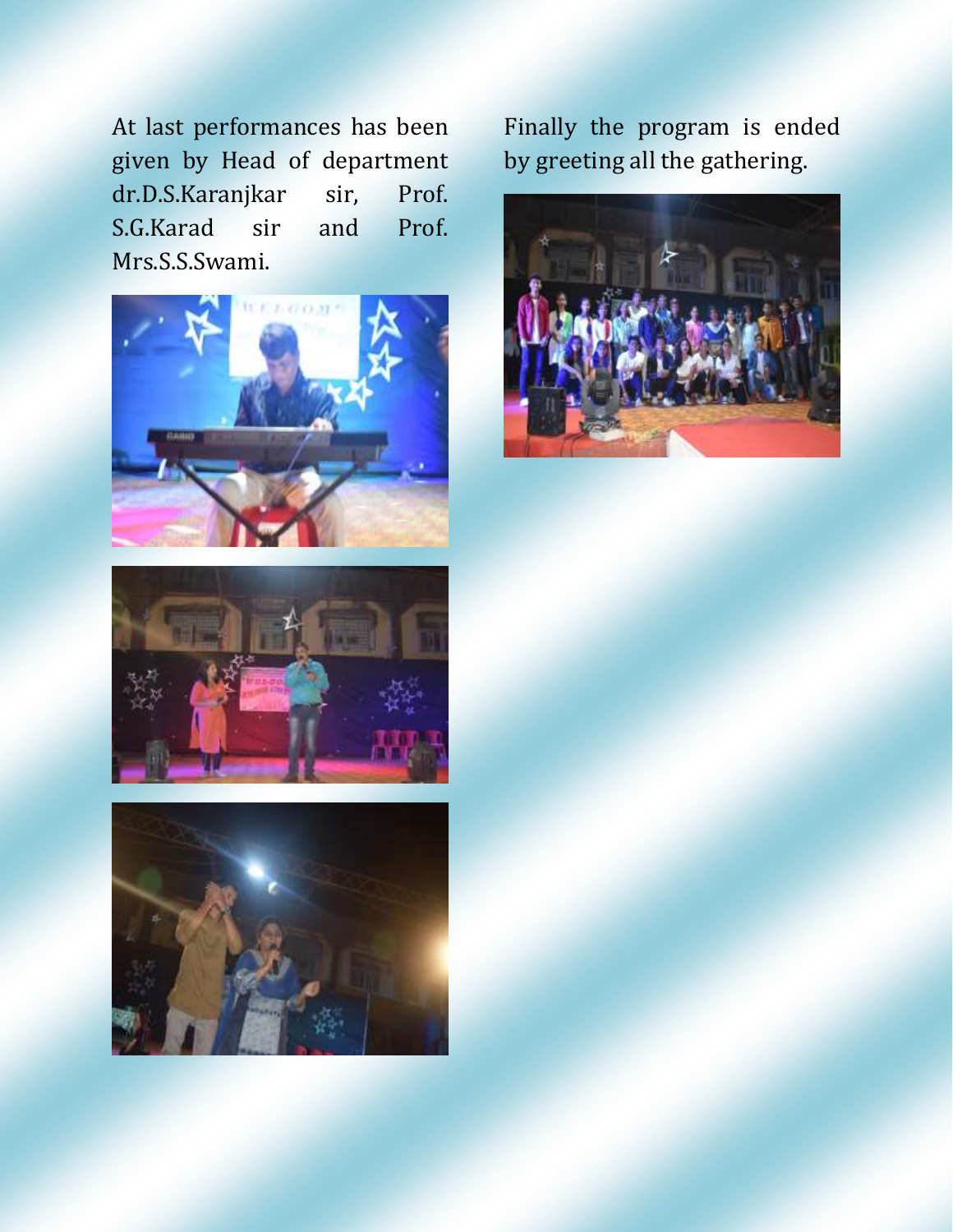At last performances has been given by Head of department dr.D.S.Karanjkar sir, Prof. S.G.Karad sir and Prof. Mrs.S.S.Swami.

Finally the program is ended by greeting all the gathering.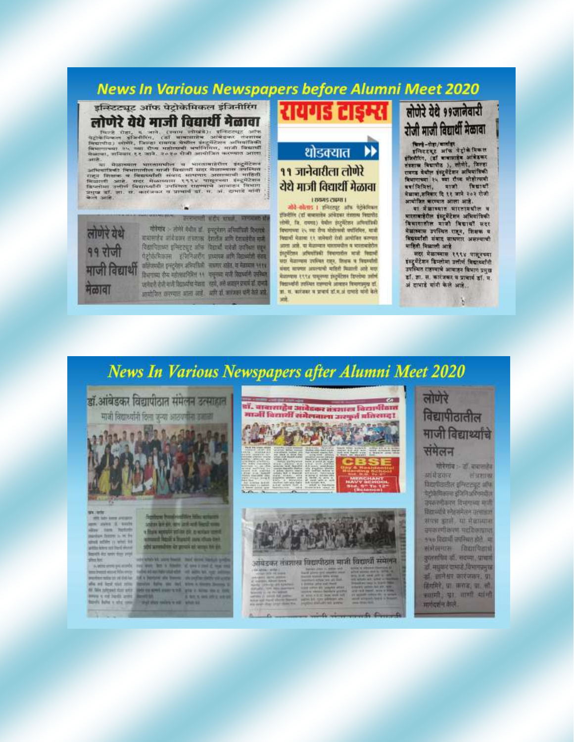## News In Various Newspapers before Alumni Meet 2020

इन्स्टिट्यूट ऑफ पेट्रोकेमिकल इंजिनीरिंग

### लोणेरे येथे माजी विद्यार्थी मेळावा

### रायगड टाइम्स

थोडक्यात

### ११ जानेवारीला लोणेरे येथे माजी विद्यार्थी मेळावा

### लोणेरे येथे ११ रोजी माजी विद्यार्थी मेळावा

### लोणेरे येथे ११जानेवारी रोजी माजी विद्यार्थी मेळावा

## News In Various Newspapers after Alumni Meet 2020

### डॉ.आंबेडकर विद्यापीठात संमेलन उत्साहात

माजी विद्यार्थ्यांनी दिला जुन्या आठवणींना उजाळा

### डॉ. बाबासाहेब आंबेडकर तंत्रशास्त्र विद्यापीठात माजी विद्यार्थी संमेलनाला उत्स्फूर्त प्रतिसाद!

### आंबेडकर तंत्रशास्त्र विद्यापीठात माजी विद्यार्थी संमेलन

### लोणेरे विद्यापीठातील माजी विद्यार्थ्यांचे संमेलन